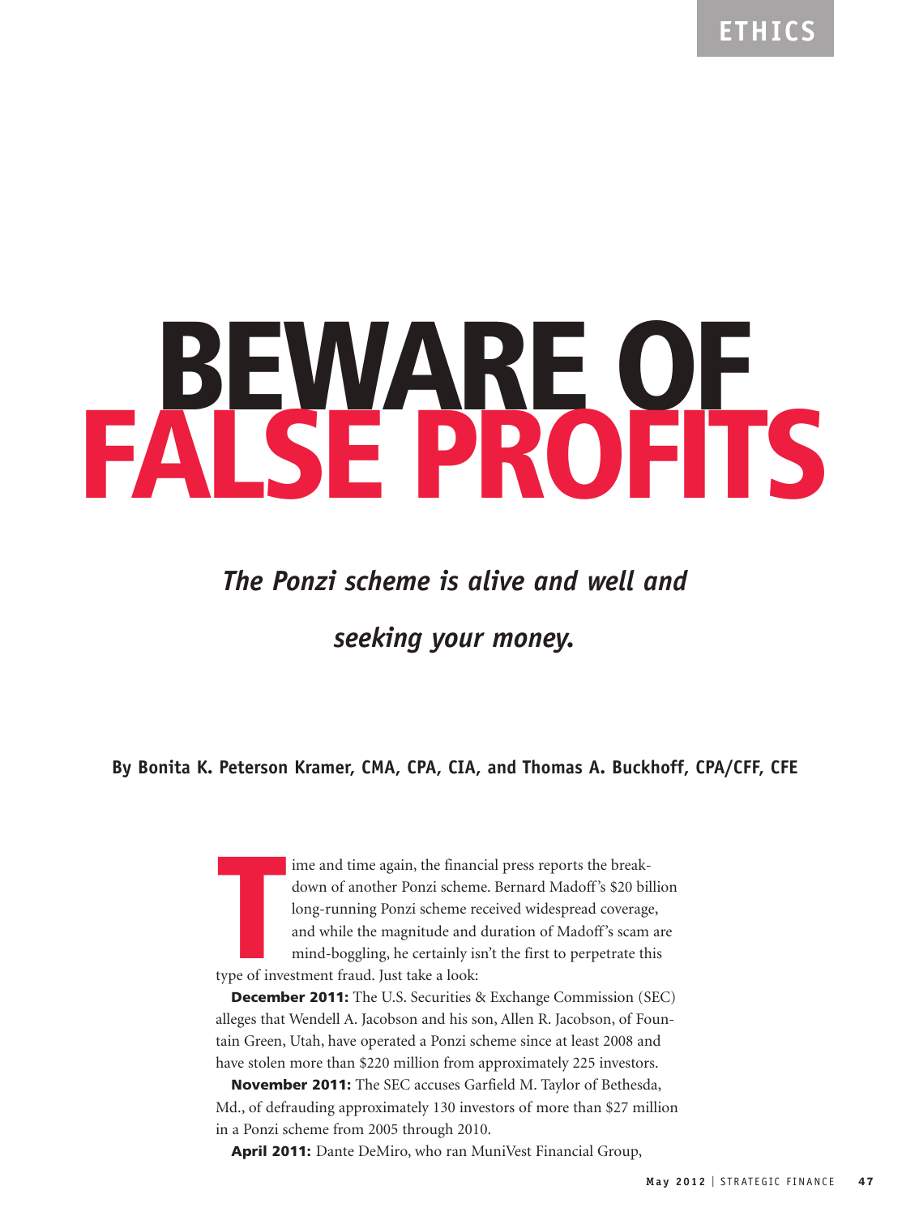# BEWARE OF FALSE PROFITS

***The Ponzi scheme is alive and well and seeking your money.***

**By Bonita K. Peterson Kramer, CMA, CPA, CIA, and Thomas A. Buckhoff, CPA/CFF, CFE**

Time and time again, the financial press reports the breakdown of another Ponzi scheme. Bernard Madoff's $20 billion long-running Ponzi scheme received widespread coverage, and while the magnitude and duration of Madoff's scam are mind-boggling, he certainly isn't the first to perpetrate this type of investment fraud. Just take a look:

**December 2011:** The U.S. Securities & Exchange Commission (SEC) alleges that Wendell A. Jacobson and his son, Allen R. Jacobson, of Fountain Green, Utah, have operated a Ponzi scheme since at least 2008 and have stolen more than $220 million from approximately 225 investors.

**November 2011:** The SEC accuses Garfield M. Taylor of Bethesda, Md., of defrauding approximately 130 investors of more than $27 million in a Ponzi scheme from 2005 through 2010.

**April 2011:** Dante DeMiro, who ran MuniVest Financial Group,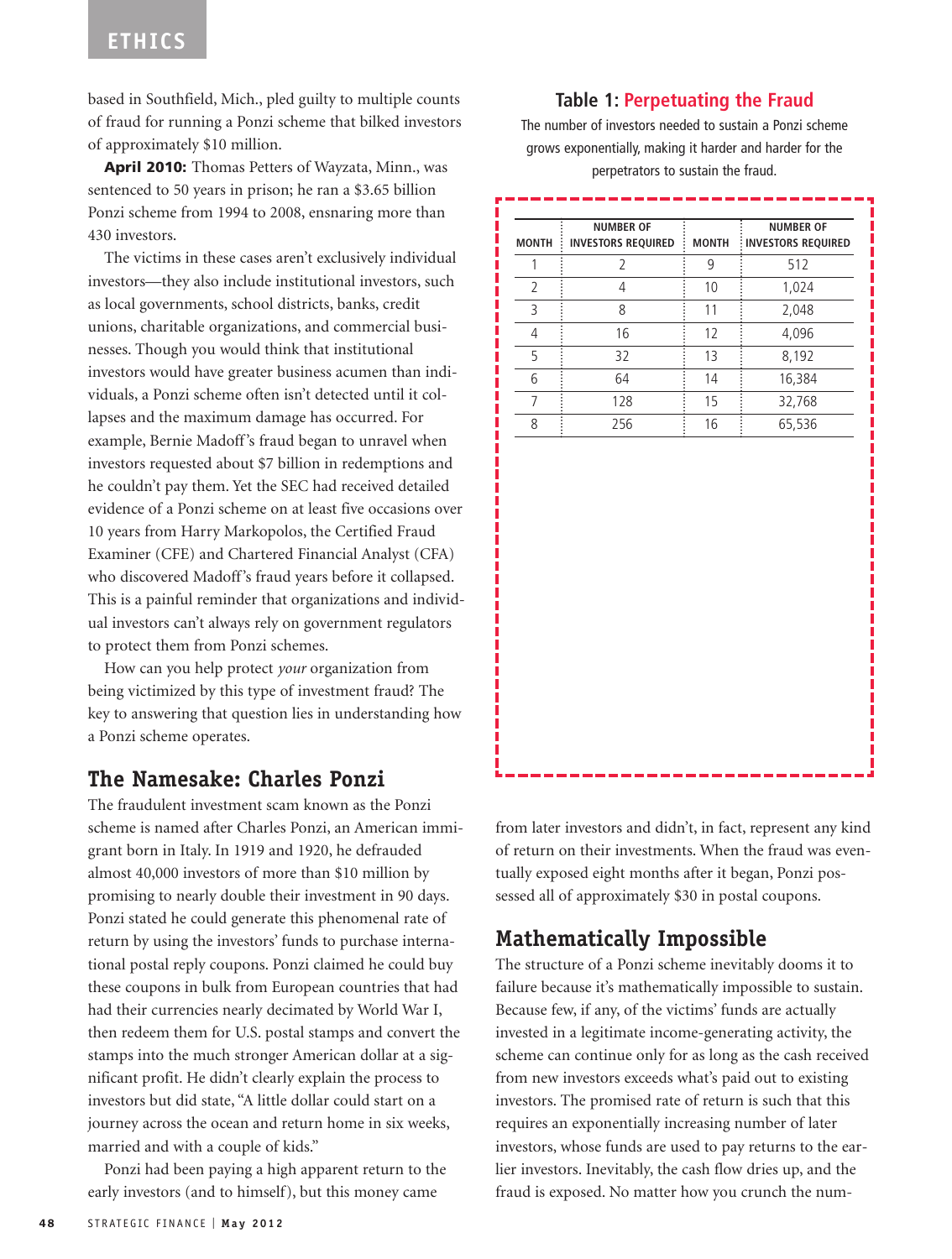based in Southfield, Mich., pled guilty to multiple counts of fraud for running a Ponzi scheme that bilked investors of approximately $10 million.

**April 2010:** Thomas Petters of Wayzata, Minn., was sentenced to 50 years in prison; he ran a $3.65 billion Ponzi scheme from 1994 to 2008, ensnaring more than 430 investors.

The victims in these cases aren't exclusively individual investors—they also include institutional investors, such as local governments, school districts, banks, credit unions, charitable organizations, and commercial businesses. Though you would think that institutional investors would have greater business acumen than individuals, a Ponzi scheme often isn't detected until it collapses and the maximum damage has occurred. For example, Bernie Madoff's fraud began to unravel when investors requested about $7 billion in redemptions and he couldn't pay them. Yet the SEC had received detailed evidence of a Ponzi scheme on at least five occasions over 10 years from Harry Markopolos, the Certified Fraud Examiner (CFE) and Chartered Financial Analyst (CFA) who discovered Madoff's fraud years before it collapsed. This is a painful reminder that organizations and individual investors can't always rely on government regulators to protect them from Ponzi schemes.

How can you help protect *your* organization from being victimized by this type of investment fraud? The key to answering that question lies in understanding how a Ponzi scheme operates.

## The Namesake: Charles Ponzi

The fraudulent investment scam known as the Ponzi scheme is named after Charles Ponzi, an American immigrant born in Italy. In 1919 and 1920, he defrauded almost 40,000 investors of more than $10 million by promising to nearly double their investment in 90 days. Ponzi stated he could generate this phenomenal rate of return by using the investors' funds to purchase international postal reply coupons. Ponzi claimed he could buy these coupons in bulk from European countries that had had their currencies nearly decimated by World War I, then redeem them for U.S. postal stamps and convert the stamps into the much stronger American dollar at a significant profit. He didn't clearly explain the process to investors but did state, "A little dollar could start on a journey across the ocean and return home in six weeks, married and with a couple of kids."

Ponzi had been paying a high apparent return to the early investors (and to himself), but this money came from later investors and didn't, in fact, represent any kind of return on their investments. When the fraud was eventually exposed eight months after it began, Ponzi possessed all of approximately $30 in postal coupons.

### Table 1: Perpetuating the Fraud

The number of investors needed to sustain a Ponzi scheme grows exponentially, making it harder and harder for the perpetrators to sustain the fraud.

| MONTH | NUMBER OF INVESTORS REQUIRED | MONTH | NUMBER OF INVESTORS REQUIRED |
|---|---|---|---|
| 1 | 2 | 9 | 512 |
| 2 | 4 | 10 | 1,024 |
| 3 | 8 | 11 | 2,048 |
| 4 | 16 | 12 | 4,096 |
| 5 | 32 | 13 | 8,192 |
| 6 | 64 | 14 | 16,384 |
| 7 | 128 | 15 | 32,768 |
| 8 | 256 | 16 | 65,536 |

## Mathematically Impossible

The structure of a Ponzi scheme inevitably dooms it to failure because it's mathematically impossible to sustain. Because few, if any, of the victims' funds are actually invested in a legitimate income-generating activity, the scheme can continue only for as long as the cash received from new investors exceeds what's paid out to existing investors. The promised rate of return is such that this requires an exponentially increasing number of later investors, whose funds are used to pay returns to the earlier investors. Inevitably, the cash flow dries up, and the fraud is exposed. No matter how you crunch the num-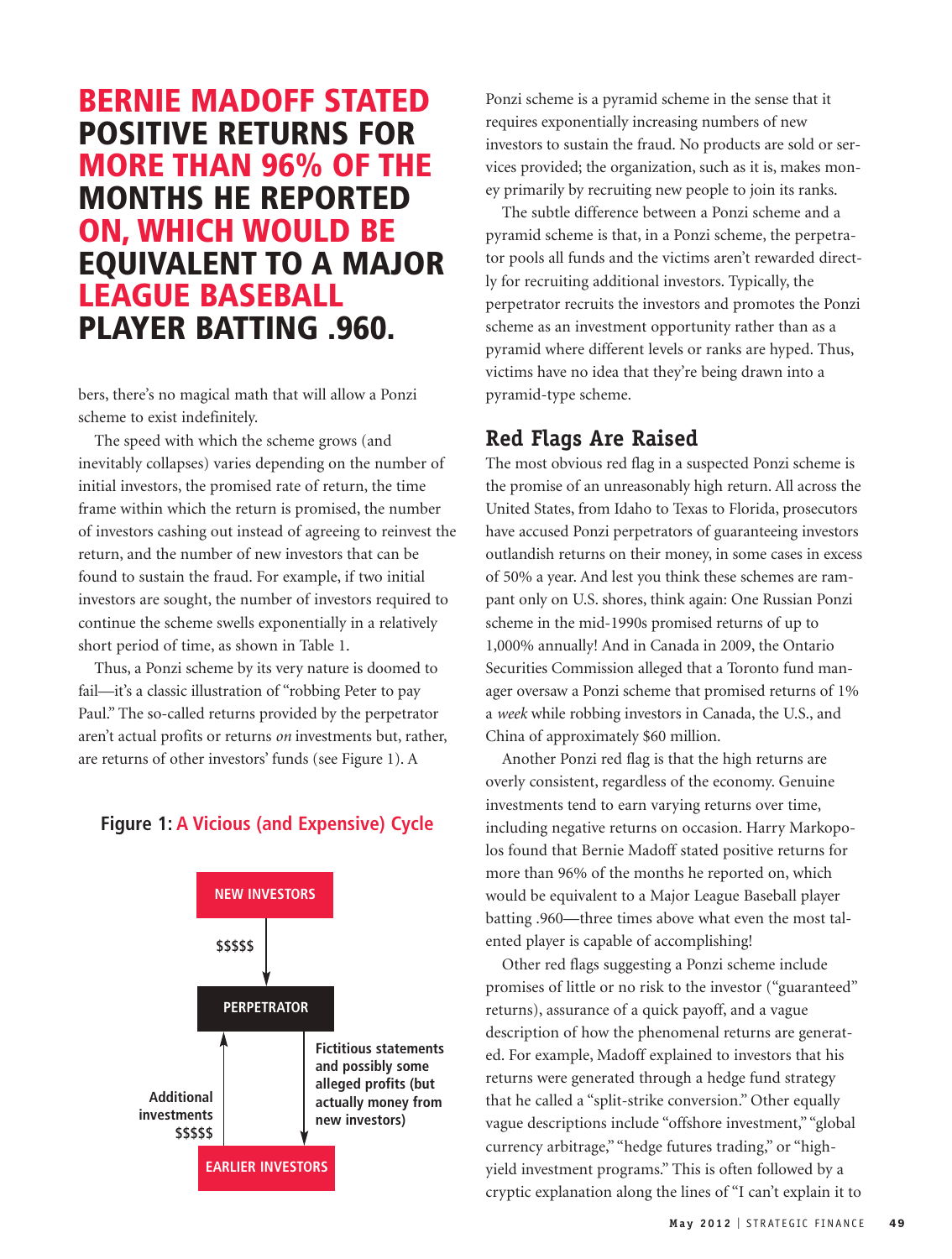**BERNIE MADOFF STATED POSITIVE RETURNS FOR MORE THAN 96% OF THE MONTHS HE REPORTED ON, WHICH WOULD BE EQUIVALENT TO A MAJOR LEAGUE BASEBALL PLAYER BATTING .960.**

bers, there's no magical math that will allow a Ponzi scheme to exist indefinitely.

The speed with which the scheme grows (and inevitably collapses) varies depending on the number of initial investors, the promised rate of return, the time frame within which the return is promised, the number of investors cashing out instead of agreeing to reinvest the return, and the number of new investors that can be found to sustain the fraud. For example, if two initial investors are sought, the number of investors required to continue the scheme swells exponentially in a relatively short period of time, as shown in Table 1.

Thus, a Ponzi scheme by its very nature is doomed to fail—it's a classic illustration of "robbing Peter to pay Paul." The so-called returns provided by the perpetrator aren't actual profits or returns *on* investments but, rather, are returns of other investors' funds (see Figure 1). A

**Figure 1: A Vicious (and Expensive) Cycle**

NEW INVESTORS → $$$$$ → PERPETRATOR

PERPETRATOR → Fictitious statements and possibly some alleged profits (but actually money from new investors) → EARLIER INVESTORS

EARLIER INVESTORS → Additional investments $$$$$ → PERPETRATOR

Ponzi scheme is a pyramid scheme in the sense that it requires exponentially increasing numbers of new investors to sustain the fraud. No products are sold or services provided; the organization, such as it is, makes money primarily by recruiting new people to join its ranks.

The subtle difference between a Ponzi scheme and a pyramid scheme is that, in a Ponzi scheme, the perpetrator pools all funds and the victims aren't rewarded directly for recruiting additional investors. Typically, the perpetrator recruits the investors and promotes the Ponzi scheme as an investment opportunity rather than as a pyramid where different levels or ranks are hyped. Thus, victims have no idea that they're being drawn into a pyramid-type scheme.

## Red Flags Are Raised

The most obvious red flag in a suspected Ponzi scheme is the promise of an unreasonably high return. All across the United States, from Idaho to Texas to Florida, prosecutors have accused Ponzi perpetrators of guaranteeing investors outlandish returns on their money, in some cases in excess of 50% a year. And lest you think these schemes are rampant only on U.S. shores, think again: One Russian Ponzi scheme in the mid-1990s promised returns of up to 1,000% annually! And in Canada in 2009, the Ontario Securities Commission alleged that a Toronto fund manager oversaw a Ponzi scheme that promised returns of 1% a *week* while robbing investors in Canada, the U.S., and China of approximately $60 million.

Another Ponzi red flag is that the high returns are overly consistent, regardless of the economy. Genuine investments tend to earn varying returns over time, including negative returns on occasion. Harry Markopolos found that Bernie Madoff stated positive returns for more than 96% of the months he reported on, which would be equivalent to a Major League Baseball player batting .960—three times above what even the most talented player is capable of accomplishing!

Other red flags suggesting a Ponzi scheme include promises of little or no risk to the investor ("guaranteed" returns), assurance of a quick payoff, and a vague description of how the phenomenal returns are generated. For example, Madoff explained to investors that his returns were generated through a hedge fund strategy that he called a "split-strike conversion." Other equally vague descriptions include "offshore investment," "global currency arbitrage," "hedge futures trading," or "high-yield investment programs." This is often followed by a cryptic explanation along the lines of "I can't explain it to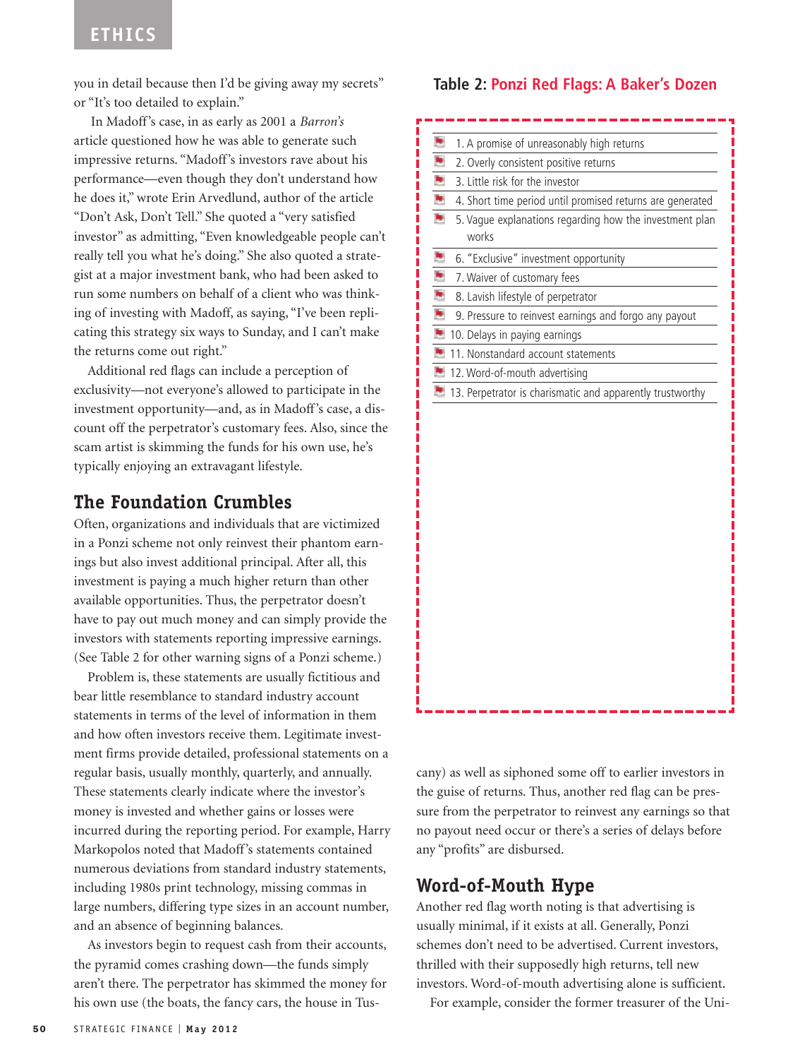you in detail because then I'd be giving away my secrets" or "It's too detailed to explain."

In Madoff's case, in as early as 2001 a *Barron's* article questioned how he was able to generate such impressive returns. "Madoff's investors rave about his performance—even though they don't understand how he does it," wrote Erin Arvedlund, author of the article "Don't Ask, Don't Tell." She quoted a "very satisfied investor" as admitting, "Even knowledgeable people can't really tell you what he's doing." She also quoted a strategist at a major investment bank, who had been asked to run some numbers on behalf of a client who was thinking of investing with Madoff, as saying, "I've been replicating this strategy six ways to Sunday, and I can't make the returns come out right."

Additional red flags can include a perception of exclusivity—not everyone's allowed to participate in the investment opportunity—and, as in Madoff's case, a discount off the perpetrator's customary fees. Also, since the scam artist is skimming the funds for his own use, he's typically enjoying an extravagant lifestyle.

## The Foundation Crumbles

Often, organizations and individuals that are victimized in a Ponzi scheme not only reinvest their phantom earnings but also invest additional principal. After all, this investment is paying a much higher return than other available opportunities. Thus, the perpetrator doesn't have to pay out much money and can simply provide the investors with statements reporting impressive earnings. (See Table 2 for other warning signs of a Ponzi scheme.)

Problem is, these statements are usually fictitious and bear little resemblance to standard industry account statements in terms of the level of information in them and how often investors receive them. Legitimate investment firms provide detailed, professional statements on a regular basis, usually monthly, quarterly, and annually. These statements clearly indicate where the investor's money is invested and whether gains or losses were incurred during the reporting period. For example, Harry Markopolos noted that Madoff's statements contained numerous deviations from standard industry statements, including 1980s print technology, missing commas in large numbers, differing type sizes in an account number, and an absence of beginning balances.

As investors begin to request cash from their accounts, the pyramid comes crashing down—the funds simply aren't there. The perpetrator has skimmed the money for his own use (the boats, the fancy cars, the house in Tuscany) as well as siphoned some off to earlier investors in the guise of returns. Thus, another red flag can be pressure from the perpetrator to reinvest any earnings so that no payout need occur or there's a series of delays before any "profits" are disbursed.

**Table 2: Ponzi Red Flags: A Baker's Dozen**

1. A promise of unreasonably high returns
2. Overly consistent positive returns
3. Little risk for the investor
4. Short time period until promised returns are generated
5. Vague explanations regarding how the investment plan works
6. "Exclusive" investment opportunity
7. Waiver of customary fees
8. Lavish lifestyle of perpetrator
9. Pressure to reinvest earnings and forgo any payout
10. Delays in paying earnings
11. Nonstandard account statements
12. Word-of-mouth advertising
13. Perpetrator is charismatic and apparently trustworthy

## Word-of-Mouth Hype

Another red flag worth noting is that advertising is usually minimal, if it exists at all. Generally, Ponzi schemes don't need to be advertised. Current investors, thrilled with their supposedly high returns, tell new investors. Word-of-mouth advertising alone is sufficient.

For example, consider the former treasurer of the Uni-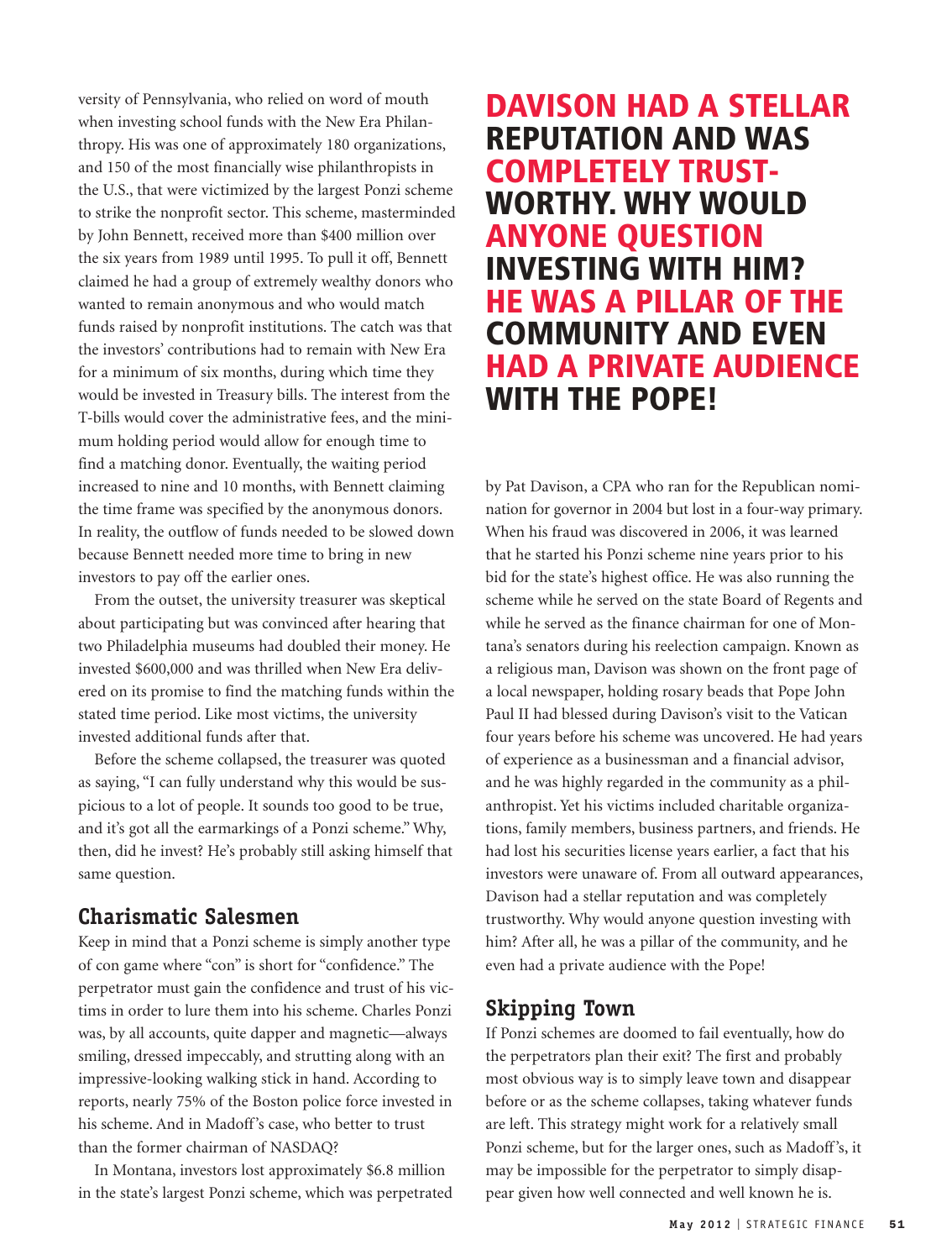versity of Pennsylvania, who relied on word of mouth when investing school funds with the New Era Philanthropy. His was one of approximately 180 organizations, and 150 of the most financially wise philanthropists in the U.S., that were victimized by the largest Ponzi scheme to strike the nonprofit sector. This scheme, masterminded by John Bennett, received more than $400 million over the six years from 1989 until 1995. To pull it off, Bennett claimed he had a group of extremely wealthy donors who wanted to remain anonymous and who would match funds raised by nonprofit institutions. The catch was that the investors' contributions had to remain with New Era for a minimum of six months, during which time they would be invested in Treasury bills. The interest from the T-bills would cover the administrative fees, and the minimum holding period would allow for enough time to find a matching donor. Eventually, the waiting period increased to nine and 10 months, with Bennett claiming the time frame was specified by the anonymous donors. In reality, the outflow of funds needed to be slowed down because Bennett needed more time to bring in new investors to pay off the earlier ones.

From the outset, the university treasurer was skeptical about participating but was convinced after hearing that two Philadelphia museums had doubled their money. He invested $600,000 and was thrilled when New Era delivered on its promise to find the matching funds within the stated time period. Like most victims, the university invested additional funds after that.

Before the scheme collapsed, the treasurer was quoted as saying, "I can fully understand why this would be suspicious to a lot of people. It sounds too good to be true, and it's got all the earmarkings of a Ponzi scheme." Why, then, did he invest? He's probably still asking himself that same question.

## Charismatic Salesmen

Keep in mind that a Ponzi scheme is simply another type of con game where "con" is short for "confidence." The perpetrator must gain the confidence and trust of his victims in order to lure them into his scheme. Charles Ponzi was, by all accounts, quite dapper and magnetic—always smiling, dressed impeccably, and strutting along with an impressive-looking walking stick in hand. According to reports, nearly 75% of the Boston police force invested in his scheme. And in Madoff's case, who better to trust than the former chairman of NASDAQ?

In Montana, investors lost approximately $6.8 million in the state's largest Ponzi scheme, which was perpetrated by Pat Davison, a CPA who ran for the Republican nomination for governor in 2004 but lost in a four-way primary. When his fraud was discovered in 2006, it was learned that he started his Ponzi scheme nine years prior to his bid for the state's highest office. He was also running the scheme while he served on the state Board of Regents and while he served as the finance chairman for one of Montana's senators during his reelection campaign. Known as a religious man, Davison was shown on the front page of a local newspaper, holding rosary beads that Pope John Paul II had blessed during Davison's visit to the Vatican four years before his scheme was uncovered. He had years of experience as a businessman and a financial advisor, and he was highly regarded in the community as a philanthropist. Yet his victims included charitable organizations, family members, business partners, and friends. He had lost his securities license years earlier, a fact that his investors were unaware of. From all outward appearances, Davison had a stellar reputation and was completely trustworthy. Why would anyone question investing with him? After all, he was a pillar of the community, and he even had a private audience with the Pope!

**DAVISON HAD A STELLAR REPUTATION AND WAS COMPLETELY TRUSTWORTHY. WHY WOULD ANYONE QUESTION INVESTING WITH HIM? HE WAS A PILLAR OF THE COMMUNITY AND EVEN HAD A PRIVATE AUDIENCE WITH THE POPE!**

## Skipping Town

If Ponzi schemes are doomed to fail eventually, how do the perpetrators plan their exit? The first and probably most obvious way is to simply leave town and disappear before or as the scheme collapses, taking whatever funds are left. This strategy might work for a relatively small Ponzi scheme, but for the larger ones, such as Madoff's, it may be impossible for the perpetrator to simply disappear given how well connected and well known he is.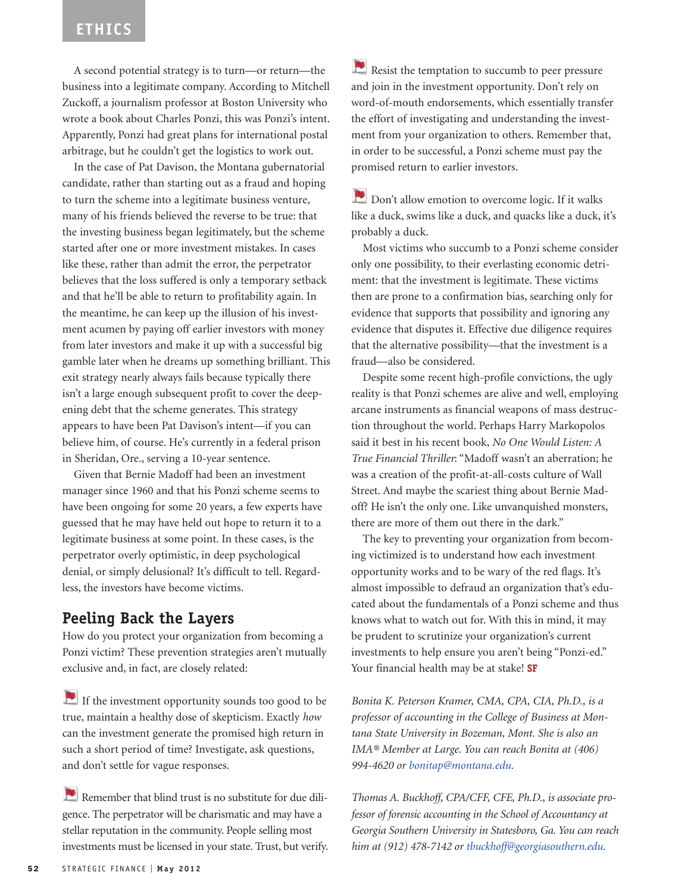A second potential strategy is to turn—or return—the business into a legitimate company. According to Mitchell Zuckoff, a journalism professor at Boston University who wrote a book about Charles Ponzi, this was Ponzi's intent. Apparently, Ponzi had great plans for international postal arbitrage, but he couldn't get the logistics to work out.

In the case of Pat Davison, the Montana gubernatorial candidate, rather than starting out as a fraud and hoping to turn the scheme into a legitimate business venture, many of his friends believed the reverse to be true: that the investing business began legitimately, but the scheme started after one or more investment mistakes. In cases like these, rather than admit the error, the perpetrator believes that the loss suffered is only a temporary setback and that he'll be able to return to profitability again. In the meantime, he can keep up the illusion of his investment acumen by paying off earlier investors with money from later investors and make it up with a successful big gamble later when he dreams up something brilliant. This exit strategy nearly always fails because typically there isn't a large enough subsequent profit to cover the deepening debt that the scheme generates. This strategy appears to have been Pat Davison's intent—if you can believe him, of course. He's currently in a federal prison in Sheridan, Ore., serving a 10-year sentence.

Given that Bernie Madoff had been an investment manager since 1960 and that his Ponzi scheme seems to have been ongoing for some 20 years, a few experts have guessed that he may have held out hope to return it to a legitimate business at some point. In these cases, is the perpetrator overly optimistic, in deep psychological denial, or simply delusional? It's difficult to tell. Regardless, the investors have become victims.

## Peeling Back the Layers

How do you protect your organization from becoming a Ponzi victim? These prevention strategies aren't mutually exclusive and, in fact, are closely related:

- If the investment opportunity sounds too good to be true, maintain a healthy dose of skepticism. Exactly *how* can the investment generate the promised high return in such a short period of time? Investigate, ask questions, and don't settle for vague responses.

- Remember that blind trust is no substitute for due diligence. The perpetrator will be charismatic and may have a stellar reputation in the community. People selling most investments must be licensed in your state. Trust, but verify.

- Resist the temptation to succumb to peer pressure and join in the investment opportunity. Don't rely on word-of-mouth endorsements, which essentially transfer the effort of investigating and understanding the investment from your organization to others. Remember that, in order to be successful, a Ponzi scheme must pay the promised return to earlier investors.

- Don't allow emotion to overcome logic. If it walks like a duck, swims like a duck, and quacks like a duck, it's probably a duck.

Most victims who succumb to a Ponzi scheme consider only one possibility, to their everlasting economic detriment: that the investment is legitimate. These victims then are prone to a confirmation bias, searching only for evidence that supports that possibility and ignoring any evidence that disputes it. Effective due diligence requires that the alternative possibility—that the investment is a fraud—also be considered.

Despite some recent high-profile convictions, the ugly reality is that Ponzi schemes are alive and well, employing arcane instruments as financial weapons of mass destruction throughout the world. Perhaps Harry Markopolos said it best in his recent book, *No One Would Listen: A True Financial Thriller*: "Madoff wasn't an aberration; he was a creation of the profit-at-all-costs culture of Wall Street. And maybe the scariest thing about Bernie Madoff? He isn't the only one. Like unvanquished monsters, there are more of them out there in the dark."

The key to preventing your organization from becoming victimized is to understand how each investment opportunity works and to be wary of the red flags. It's almost impossible to defraud an organization that's educated about the fundamentals of a Ponzi scheme and thus knows what to watch out for. With this in mind, it may be prudent to scrutinize your organization's current investments to help ensure you aren't being "Ponzi-ed." Your financial health may be at stake! **SF**

*Bonita K. Peterson Kramer, CMA, CPA, CIA, Ph.D., is a professor of accounting in the College of Business at Montana State University in Bozeman, Mont. She is also an IMA® Member at Large. You can reach Bonita at (406) 994-4620 or bonitap@montana.edu.*

*Thomas A. Buckhoff, CPA/CFF, CFE, Ph.D., is associate professor of forensic accounting in the School of Accountancy at Georgia Southern University in Statesboro, Ga. You can reach him at (912) 478-7142 or tbuckhoff@georgiasouthern.edu.*